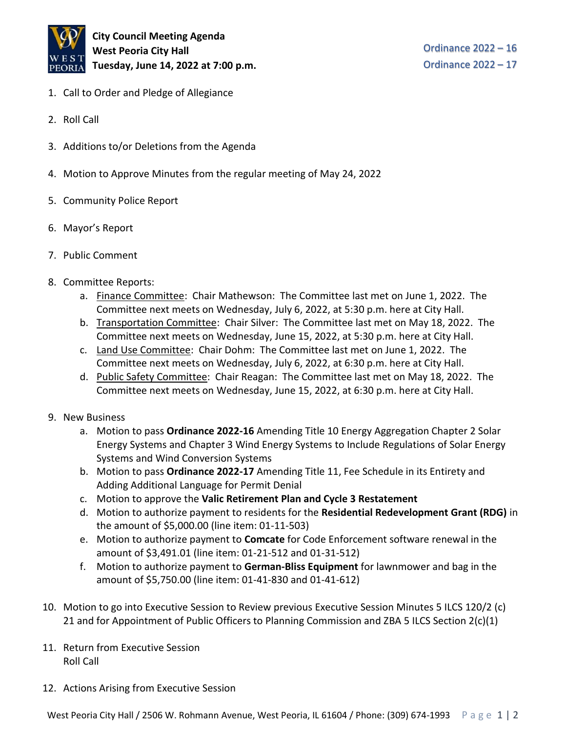**City Council Meeting Agenda**
**West Peoria City Hall**
**Tuesday, June 14, 2022 at 7:00 p.m.**

Ordinance 2022 – 16
Ordinance 2022 – 17

1. Call to Order and Pledge of Allegiance
2. Roll Call
3. Additions to/or Deletions from the Agenda
4. Motion to Approve Minutes from the regular meeting of May 24, 2022
5. Community Police Report
6. Mayor's Report
7. Public Comment
8. Committee Reports:
    a. Finance Committee: Chair Mathewson: The Committee last met on June 1, 2022. The Committee next meets on Wednesday, July 6, 2022, at 5:30 p.m. here at City Hall.
    b. Transportation Committee: Chair Silver: The Committee last met on May 18, 2022. The Committee next meets on Wednesday, June 15, 2022, at 5:30 p.m. here at City Hall.
    c. Land Use Committee: Chair Dohm: The Committee last met on June 1, 2022. The Committee next meets on Wednesday, July 6, 2022, at 6:30 p.m. here at City Hall.
    d. Public Safety Committee: Chair Reagan: The Committee last met on May 18, 2022. The Committee next meets on Wednesday, June 15, 2022, at 6:30 p.m. here at City Hall.
9. New Business
    a. Motion to pass **Ordinance 2022-16** Amending Title 10 Energy Aggregation Chapter 2 Solar Energy Systems and Chapter 3 Wind Energy Systems to Include Regulations of Solar Energy Systems and Wind Conversion Systems
    b. Motion to pass **Ordinance 2022-17** Amending Title 11, Fee Schedule in its Entirety and Adding Additional Language for Permit Denial
    c. Motion to approve the **Valic Retirement Plan and Cycle 3 Restatement**
    d. Motion to authorize payment to residents for the **Residential Redevelopment Grant (RDG)** in the amount of $5,000.00 (line item: 01-11-503)
    e. Motion to authorize payment to **Comcate** for Code Enforcement software renewal in the amount of $3,491.01 (line item: 01-21-512 and 01-31-512)
    f. Motion to authorize payment to **German-Bliss Equipment** for lawnmower and bag in the amount of $5,750.00 (line item: 01-41-830 and 01-41-612)
10. Motion to go into Executive Session to Review previous Executive Session Minutes 5 ILCS 120/2 (c) 21 and for Appointment of Public Officers to Planning Commission and ZBA 5 ILCS Section 2(c)(1)
11. Return from Executive Session
    Roll Call
12. Actions Arising from Executive Session

West Peoria City Hall / 2506 W. Rohmann Avenue, West Peoria, IL 61604 / Phone: (309) 674-1993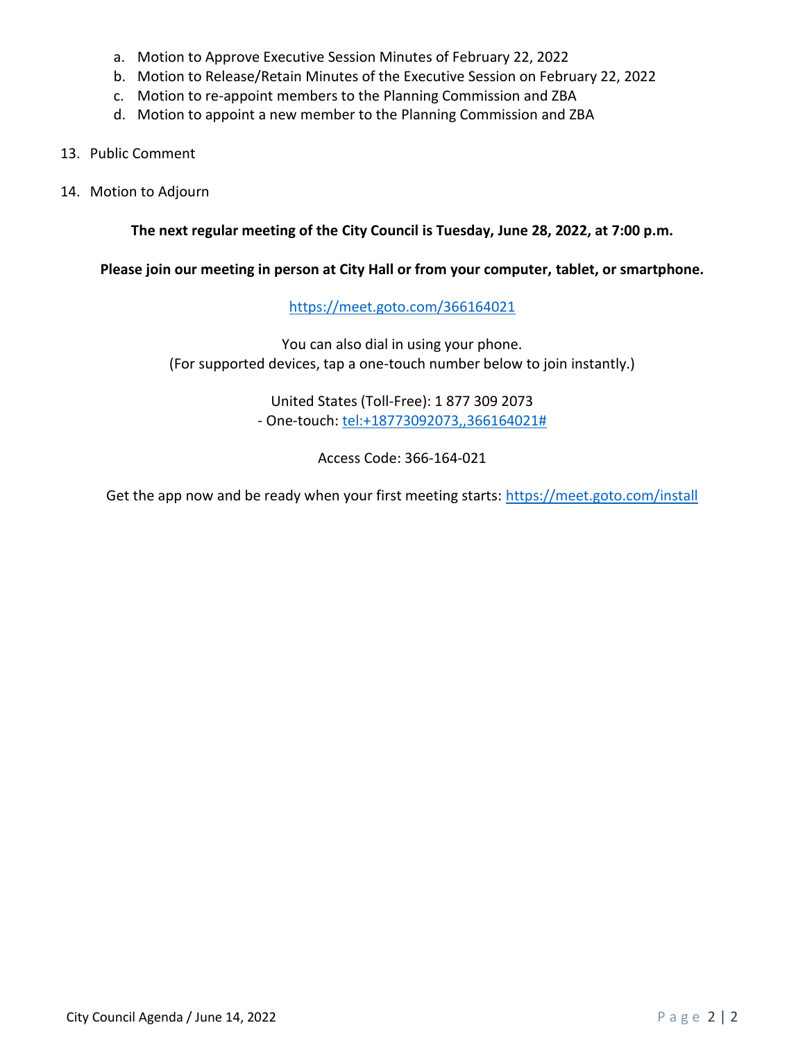a. Motion to Approve Executive Session Minutes of February 22, 2022
   b. Motion to Release/Retain Minutes of the Executive Session on February 22, 2022
   c. Motion to re-appoint members to the Planning Commission and ZBA
   d. Motion to appoint a new member to the Planning Commission and ZBA

13. Public Comment

14. Motion to Adjourn

**The next regular meeting of the City Council is Tuesday, June 28, 2022, at 7:00 p.m.**

**Please join our meeting in person at City Hall or from your computer, tablet, or smartphone.**

https://meet.goto.com/366164021

You can also dial in using your phone.
(For supported devices, tap a one-touch number below to join instantly.)

United States (Toll-Free): 1 877 309 2073
- One-touch: tel:+18773092073,,366164021#

Access Code: 366-164-021

Get the app now and be ready when your first meeting starts: https://meet.goto.com/install